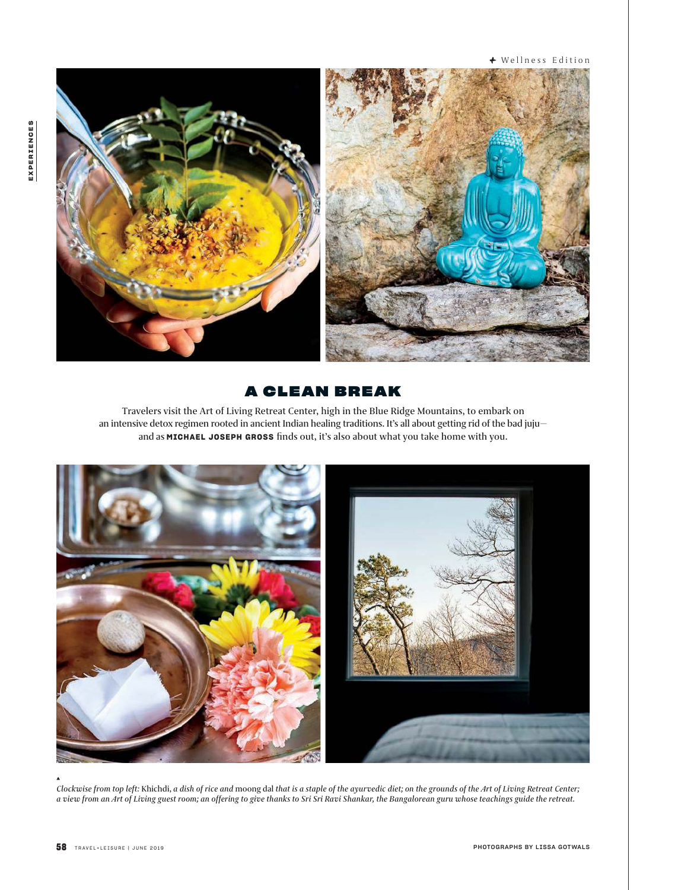# A CLEAN BREAK

Travelers visit the Art of Living Retreat Center, high in the Blue Ridge Mountains, to embark on an intensive detox regimen rooted in ancient Indian healing traditions. It's all about getting rid of the bad juju—and as **MICHAEL JOSEPH GROSS** finds out, it's also about what you take home with you.

*Clockwise from top left:* Khichdi, *a dish of rice and* moong dal *that is a staple of the ayurvedic diet; on the grounds of the Art of Living Retreat Center; a view from an Art of Living guest room; an offering to give thanks to Sri Sri Ravi Shankar, the Bangalorean guru whose teachings guide the retreat.*

PHOTOGRAPHS BY LISSA GOTWALS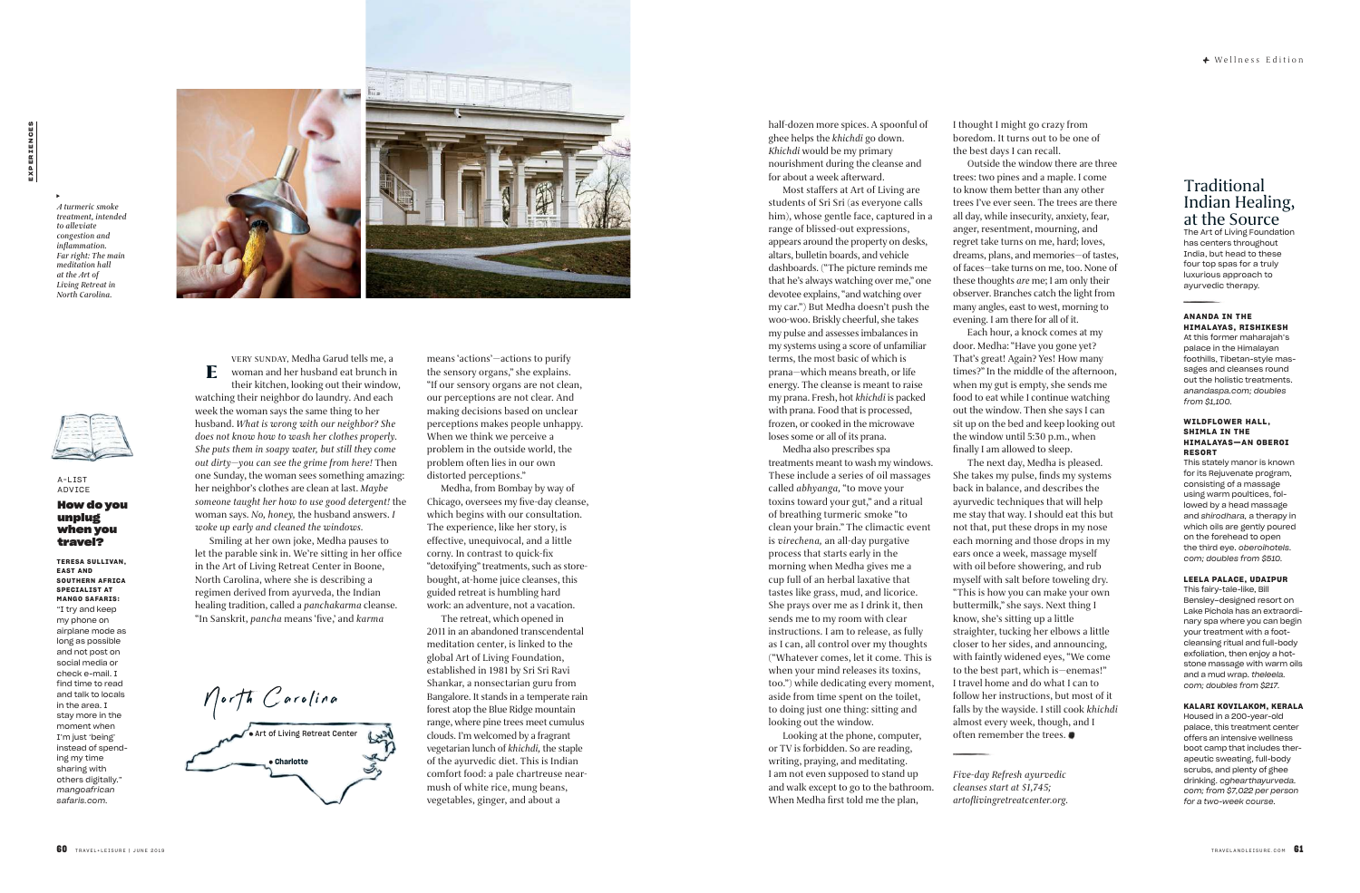*A turmeric smoke treatment, intended to alleviate congestion and inflammation. Far right: The main meditation hall at the Art of Living Retreat in North Carolina.*

A-LIST ADVICE

### How do you unplug when you travel?

**TERESA SULLIVAN, EAST AND SOUTHERN AFRICA SPECIALIST AT MANGO SAFARIS:** "I try and keep my phone on airplane mode as long as possible and not post on social media or check e-mail. I find time to read and talk to locals in the area. I stay more in the moment when I'm just 'being' instead of spending my time sharing with others digitally." *mangoafricansafaris.com.*

EVERY SUNDAY, Medha Garud tells me, a woman and her husband eat brunch in their kitchen, looking out their window, watching their neighbor do laundry. And each week the woman says the same thing to her husband. *What is wrong with our neighbor? She does not know how to wash her clothes properly. She puts them in soapy water, but still they come out dirty—you can see the grime from here!* Then one Sunday, the woman sees something amazing: her neighbor's clothes are clean at last. *Maybe someone taught her how to use good detergent!* the woman says. *No, honey,* the husband answers. *I woke up early and cleaned the windows.*

Smiling at her own joke, Medha pauses to let the parable sink in. We're sitting in her office in the Art of Living Retreat Center in Boone, North Carolina, where she is describing a regimen derived from ayurveda, the Indian healing tradition, called a *panchakarma* cleanse. "In Sanskrit, *pancha* means 'five,' and *karma* means 'actions'—actions to purify the sensory organs," she explains. "If our sensory organs are not clean, our perceptions are not clear. And making decisions based on unclear perceptions makes people unhappy. When we think we perceive a problem in the outside world, the problem often lies in our own distorted perceptions."

Medha, from Bombay by way of Chicago, oversees my five-day cleanse, which begins with our consultation. The experience, like her story, is effective, unequivocal, and a little corny. In contrast to quick-fix "detoxifying" treatments, such as store-bought, at-home juice cleanses, this guided retreat is humbling hard work: an adventure, not a vacation.

The retreat, which opened in 2011 in an abandoned transcendental meditation center, is linked to the global Art of Living Foundation, established in 1981 by Sri Sri Ravi Shankar, a nonsectarian guru from Bangalore. It stands in a temperate rain forest atop the Blue Ridge mountain range, where pine trees meet cumulus clouds. I'm welcomed by a fragrant vegetarian lunch of *khichdi,* the staple of the ayurvedic diet. This is Indian comfort food: a pale chartreuse near-mush of white rice, mung beans, vegetables, ginger, and about a half-dozen more spices. A spoonful of ghee helps the *khichdi* go down. *Khichdi* would be my primary nourishment during the cleanse and for about a week afterward.

North Carolina

Art of Living Retreat Center

Charlotte

Most staffers at Art of Living are students of Sri Sri (as everyone calls him), whose gentle face, captured in a range of blissed-out expressions, appears around the property on desks, altars, bulletin boards, and vehicle dashboards. ("The picture reminds me that he's always watching over me," one devotee explains, "and watching over my car.") But Medha doesn't push the woo-woo. Briskly cheerful, she takes my pulse and assesses imbalances in my systems using a score of unfamiliar terms, the most basic of which is prana—which means breath, or life energy. The cleanse is meant to raise my prana. Fresh, hot *khichdi* is packed with prana. Food that is processed, frozen, or cooked in the microwave loses some or all of its prana.

Medha also prescribes spa treatments meant to wash my windows. These include a series of oil massages called *abhyanga,* "to move your toxins toward your gut," and a ritual of breathing turmeric smoke "to clean your brain." The climactic event is *virechena,* an all-day purgative process that starts early in the morning when Medha gives me a cup full of an herbal laxative that tastes like grass, mud, and licorice. She prays over me as I drink it, then sends me to my room with clear instructions. I am to release, as fully as I can, all control over my thoughts ("Whatever comes, let it come. This is when your mind releases its toxins, too.") while dedicating every moment, aside from time spent on the toilet, to doing just one thing: sitting and looking out the window.

Looking at the phone, computer, or TV is forbidden. So are reading, writing, praying, and meditating. I am not even supposed to stand up and walk except to go to the bathroom. When Medha first told me the plan, I thought I might go crazy from boredom. It turns out to be one of the best days I can recall.

Outside the window there are three trees: two pines and a maple. I come to know them better than any other trees I've ever seen. The trees are there all day, while insecurity, anxiety, fear, anger, resentment, mourning, and regret take turns on me, hard; loves, dreams, plans, and memories—of tastes, of faces—take turns on me, too. None of these thoughts *are* me; I am only their observer. Branches catch the light from many angles, east to west, morning to evening. I am there for all of it.

Each hour, a knock comes at my door. Medha: "Have you gone yet? That's great! Again? Yes! How many times?" In the middle of the afternoon, when my gut is empty, she sends me food to eat while I continue watching out the window. Then she says I can sit up on the bed and keep looking out the window until 5:30 p.m., when finally I am allowed to sleep.

The next day, Medha is pleased. She takes my pulse, finds my systems back in balance, and describes the ayurvedic techniques that will help me stay that way. I should eat this but not that, put these drops in my nose each morning and those drops in my ears once a week, massage myself with oil before showering, and rub myself with salt before toweling dry. "This is how you can make your own buttermilk," she says. Next thing I know, she's sitting up a little straighter, tucking her elbows a little closer to her sides, and announcing, with faintly widened eyes, "We come to the best part, which is—enemas!" I travel home and do what I can to follow her instructions, but most of it falls by the wayside. I still cook *khichdi* almost every week, though, and I often remember the trees.

*Five-day Refresh ayurvedic cleanses start at $1,745; artoflivingretreatcenter.org.*

## Traditional Indian Healing, at the Source

The Art of Living Foundation has centers throughout India, but head to these four top spas for a truly luxurious approach to ayurvedic therapy.

**ANANDA IN THE HIMALAYAS, RISHIKESH**
At this former maharajah's palace in the Himalayan foothills, Tibetan-style massages and cleanses round out the holistic treatments. *anandaspa.com; doubles from $1,100.*

**WILDFLOWER HALL, SHIMLA IN THE HIMALAYAS—AN OBEROI RESORT**
This stately manor is known for its Rejuvenate program, consisting of a massage using warm poultices, followed by a head massage and *shirodhara,* a therapy in which oils are gently poured on the forehead to open the third eye. *oberoihotels.com; doubles from $510.*

**LEELA PALACE, UDAIPUR**
This fairy-tale-like, Bill Bensley–designed resort on Lake Pichola has an extraordinary spa where you can begin your treatment with a foot-cleansing ritual and full-body exfoliation, then enjoy a hot-stone massage with warm oils and a mud wrap. *theleela.com; doubles from $217.*

**KALARI KOVILAKOM, KERALA**
Housed in a 200-year-old palace, this treatment center offers an intensive wellness boot camp that includes therapeutic sweating, full-body scrubs, and plenty of ghee drinking. *cghearthayurveda.com; from $7,022 per person for a two-week course.*